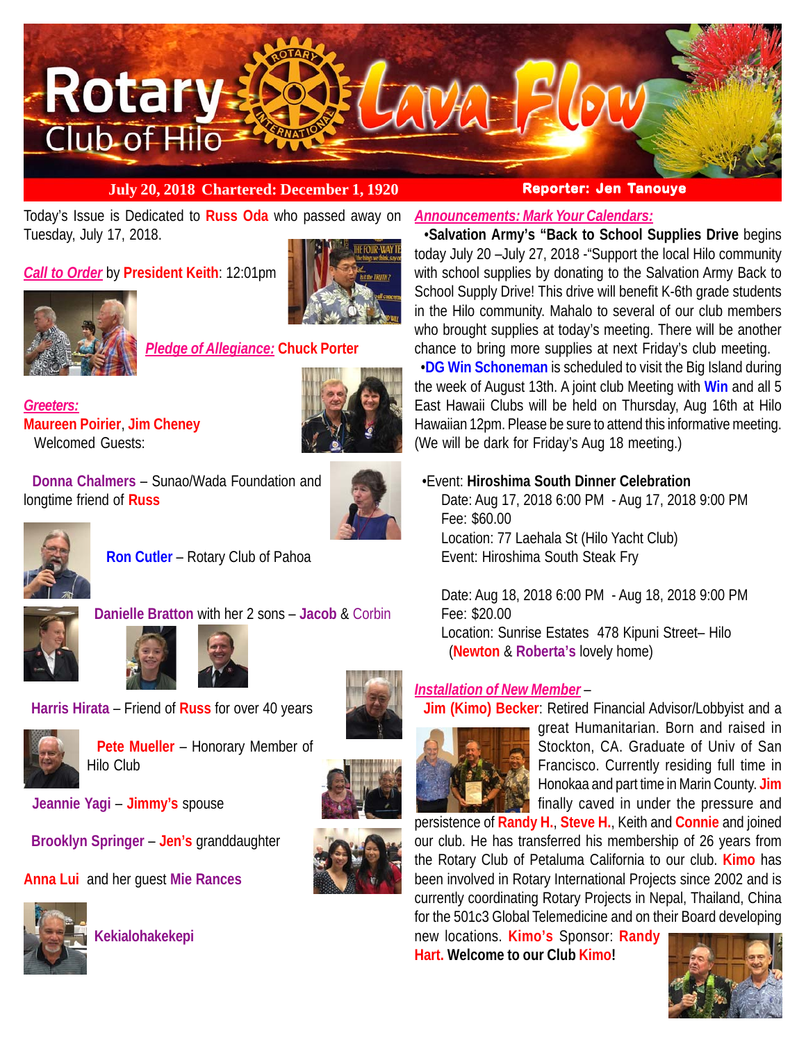# Rotary Club of Hilo Lava Flow

**July 20, 2018 Chartered: December 1, 1920** **Reporter: Jen Tanouye**

Today's Issue is Dedicated to **Russ Oda** who passed away on Tuesday, July 17, 2018.

***Call to Order*** by **President Keith**: 12:01pm

***Pledge of Allegiance:*** **Chuck Porter**

***Greeters:***
**Maureen Poirier**, **Jim Cheney**
Welcomed Guests:

**Donna Chalmers** – Sunao/Wada Foundation and longtime friend of **Russ**

**Ron Cutler** – Rotary Club of Pahoa

**Danielle Bratton** with her 2 sons – **Jacob** & Corbin

**Harris Hirata** – Friend of **Russ** for over 40 years

**Pete Mueller** – Honorary Member of Hilo Club

**Jeannie Yagi** – **Jimmy's** spouse

**Brooklyn Springer** – **Jen's** granddaughter

**Anna Lui** and her guest **Mie Rances**

**Kekialohakekepi**

***Announcements: Mark Your Calendars:***

- **Salvation Army's "Back to School Supplies Drive** begins today July 20 –July 27, 2018 -"Support the local Hilo community with school supplies by donating to the Salvation Army Back to School Supply Drive! This drive will benefit K-6th grade students in the Hilo community. Mahalo to several of our club members who brought supplies at today's meeting. There will be another chance to bring more supplies at next Friday's club meeting.
- **DG Win Schoneman** is scheduled to visit the Big Island during the week of August 13th. A joint club Meeting with **Win** and all 5 East Hawaii Clubs will be held on Thursday, Aug 16th at Hilo Hawaiian 12pm. Please be sure to attend this informative meeting. (We will be dark for Friday's Aug 18 meeting.)

- Event: **Hiroshima South Dinner Celebration**
  Date: Aug 17, 2018 6:00 PM - Aug 17, 2018 9:00 PM
  Fee: $60.00
  Location: 77 Laehala St (Hilo Yacht Club)
  Event: Hiroshima South Steak Fry

  Date: Aug 18, 2018 6:00 PM - Aug 18, 2018 9:00 PM
  Fee: $20.00
  Location: Sunrise Estates 478 Kipuni Street– Hilo
  (**Newton** & **Roberta's** lovely home)

***Installation of New Member*** –

**Jim (Kimo) Becker**: Retired Financial Advisor/Lobbyist and a great Humanitarian. Born and raised in Stockton, CA. Graduate of Univ of San Francisco. Currently residing full time in Honokaa and part time in Marin County. **Jim** finally caved in under the pressure and persistence of **Randy H.**, **Steve H.**, Keith and **Connie** and joined our club. He has transferred his membership of 26 years from the Rotary Club of Petaluma California to our club. **Kimo** has been involved in Rotary International Projects since 2002 and is currently coordinating Rotary Projects in Nepal, Thailand, China for the 501c3 Global Telemedicine and on their Board developing new locations. **Kimo's** Sponsor: **Randy Hart. Welcome to our Club Kimo!**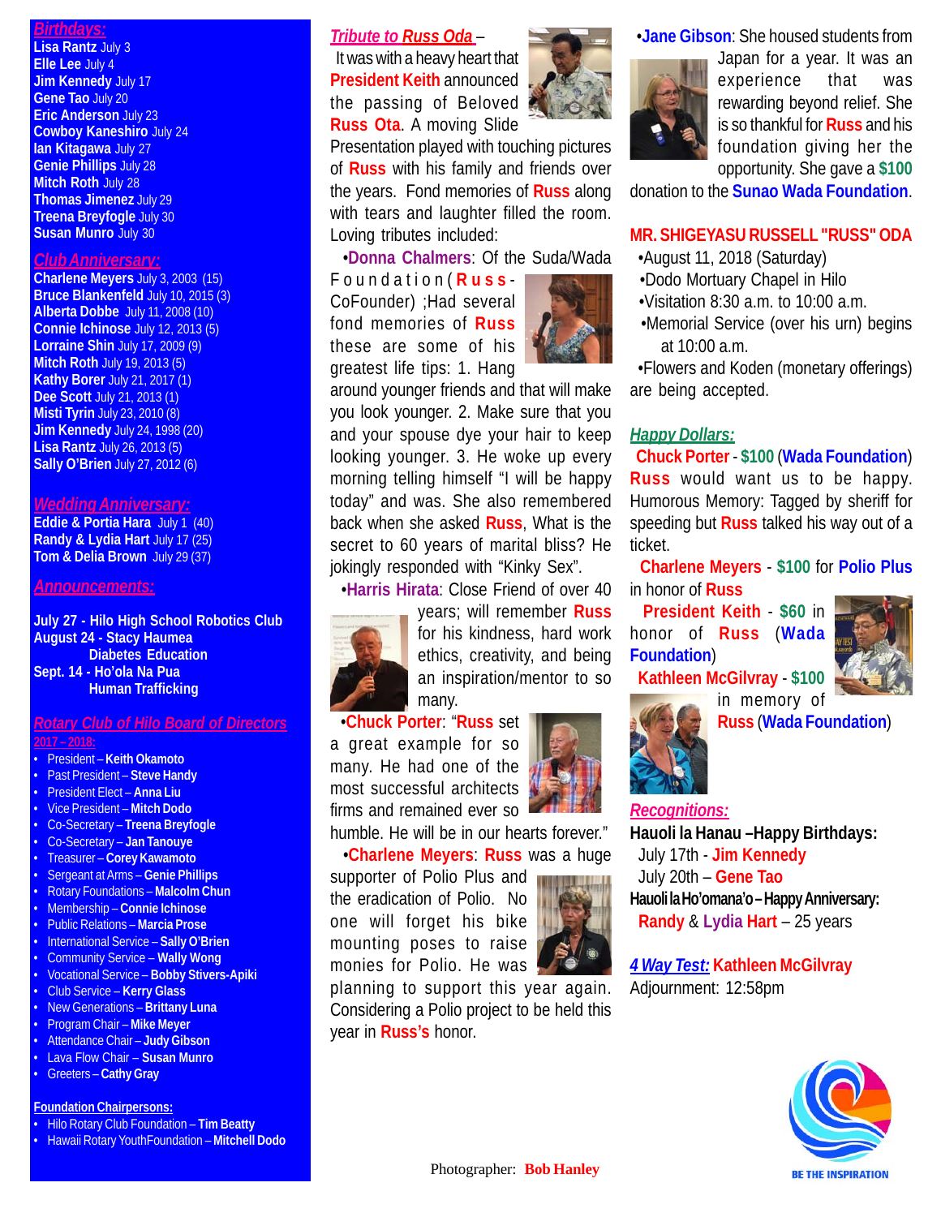## *Birthdays:*

**Lisa Rantz** July 3
**Elle Lee** July 4
**Jim Kennedy** July 17
**Gene Tao** July 20
**Eric Anderson** July 23
**Cowboy Kaneshiro** July 24
**Ian Kitagawa** July 27
**Genie Phillips** July 28
**Mitch Roth** July 28
**Thomas Jimenez** July 29
**Treena Breyfogle** July 30
**Susan Munro** July 30

## *Club Anniversary:*

**Charlene Meyers** July 3, 2003 (15)
**Bruce Blankenfeld** July 10, 2015 (3)
**Alberta Dobbe** July 11, 2008 (10)
**Connie Ichinose** July 12, 2013 (5)
**Lorraine Shin** July 17, 2009 (9)
**Mitch Roth** July 19, 2013 (5)
**Kathy Borer** July 21, 2017 (1)
**Dee Scott** July 21, 2013 (1)
**Misti Tyrin** July 23, 2010 (8)
**Jim Kennedy** July 24, 1998 (20)
**Lisa Rantz** July 26, 2013 (5)
**Sally O'Brien** July 27, 2012 (6)

## *Wedding Anniversary:*

**Eddie & Portia Hara** July 1 (40)
**Randy & Lydia Hart** July 17 (25)
**Tom & Delia Brown** July 29 (37)

## *Announcements:*

**July 27 - Hilo High School Robotics Club**
**August 24 - Stacy Haumea Diabetes Education**
**Sept. 14 - Ho'ola Na Pua Human Trafficking**

## *Rotary Club of Hilo Board of Directors*

**2017 – 2018:**

- President – **Keith Okamoto**
- Past President – **Steve Handy**
- President Elect – **Anna Liu**
- Vice President – **Mitch Dodo**
- Co-Secretary – **Treena Breyfogle**
- Co-Secretary – **Jan Tanouye**
- Treasurer – **Corey Kawamoto**
- Sergeant at Arms – **Genie Phillips**
- Rotary Foundations – **Malcolm Chun**
- Membership – **Connie Ichinose**
- Public Relations – **Marcia Prose**
- International Service – **Sally O'Brien**
- Community Service – **Wally Wong**
- Vocational Service – **Bobby Stivers-Apiki**
- Club Service – **Kerry Glass**
- New Generations – **Brittany Luna**
- Program Chair – **Mike Meyer**
- Attendance Chair – **Judy Gibson**
- Lava Flow Chair – **Susan Munro**
- Greeters – **Cathy Gray**

**Foundation Chairpersons:**

- Hilo Rotary Club Foundation – **Tim Beatty**
- Hawaii Rotary YouthFoundation – **Mitchell Dodo**

## *Tribute to Russ Oda* –

It was with a heavy heart that **President Keith** announced the passing of Beloved **Russ Ota**. A moving Slide Presentation played with touching pictures of **Russ** with his family and friends over the years. Fond memories of **Russ** along with tears and laughter filled the room. Loving tributes included:

•**Donna Chalmers**: Of the Suda/Wada Foundation(**Russ**-CoFounder) ;Had several fond memories of **Russ** these are some of his greatest life tips: 1. Hang around younger friends and that will make you look younger. 2. Make sure that you and your spouse dye your hair to keep looking younger. 3. He woke up every morning telling himself "I will be happy today" and was. She also remembered back when she asked **Russ**, What is the secret to 60 years of marital bliss? He jokingly responded with "Kinky Sex".

•**Harris Hirata**: Close Friend of over 40 years; will remember **Russ** for his kindness, hard work ethics, creativity, and being an inspiration/mentor to so many.

•**Chuck Porter**: "**Russ** set a great example for so many. He had one of the most successful architects firms and remained ever so humble. He will be in our hearts forever."

•**Charlene Meyers**: **Russ** was a huge supporter of Polio Plus and the eradication of Polio. No one will forget his bike mounting poses to raise monies for Polio. He was planning to support this year again. Considering a Polio project to be held this year in **Russ's** honor.

•**Jane Gibson**: She housed students from Japan for a year. It was an experience that was rewarding beyond relief. She is so thankful for **Russ** and his foundation giving her the opportunity. She gave a **$100** donation to the **Sunao Wada Foundation**.

## MR. SHIGEYASU RUSSELL "RUSS" ODA

- •August 11, 2018 (Saturday)
- •Dodo Mortuary Chapel in Hilo
- •Visitation 8:30 a.m. to 10:00 a.m.
- •Memorial Service (over his urn) begins at 10:00 a.m.
- •Flowers and Koden (monetary offerings) are being accepted.

## *Happy Dollars:*

**Chuck Porter** - **$100** (**Wada Foundation**) **Russ** would want us to be happy. Humorous Memory: Tagged by sheriff for speeding but **Russ** talked his way out of a ticket.

**Charlene Meyers** - **$100** for **Polio Plus** in honor of **Russ**

**President Keith** - **$60** in honor of **Russ** (**Wada Foundation**)

**Kathleen McGilvray** - **$100** in memory of **Russ** (**Wada Foundation**)

## *Recognitions:*

**Hauoli la Hanau –Happy Birthdays:**

July 17th - **Jim Kennedy**
July 20th – **Gene Tao**

**Hauoli la Ho'omana'o – Happy Anniversary:**

**Randy** & **Lydia Hart** – 25 years

***4 Way Test:*** **Kathleen McGilvray**

Adjournment: 12:58pm

BE THE INSPIRATION

Photographer: **Bob Hanley**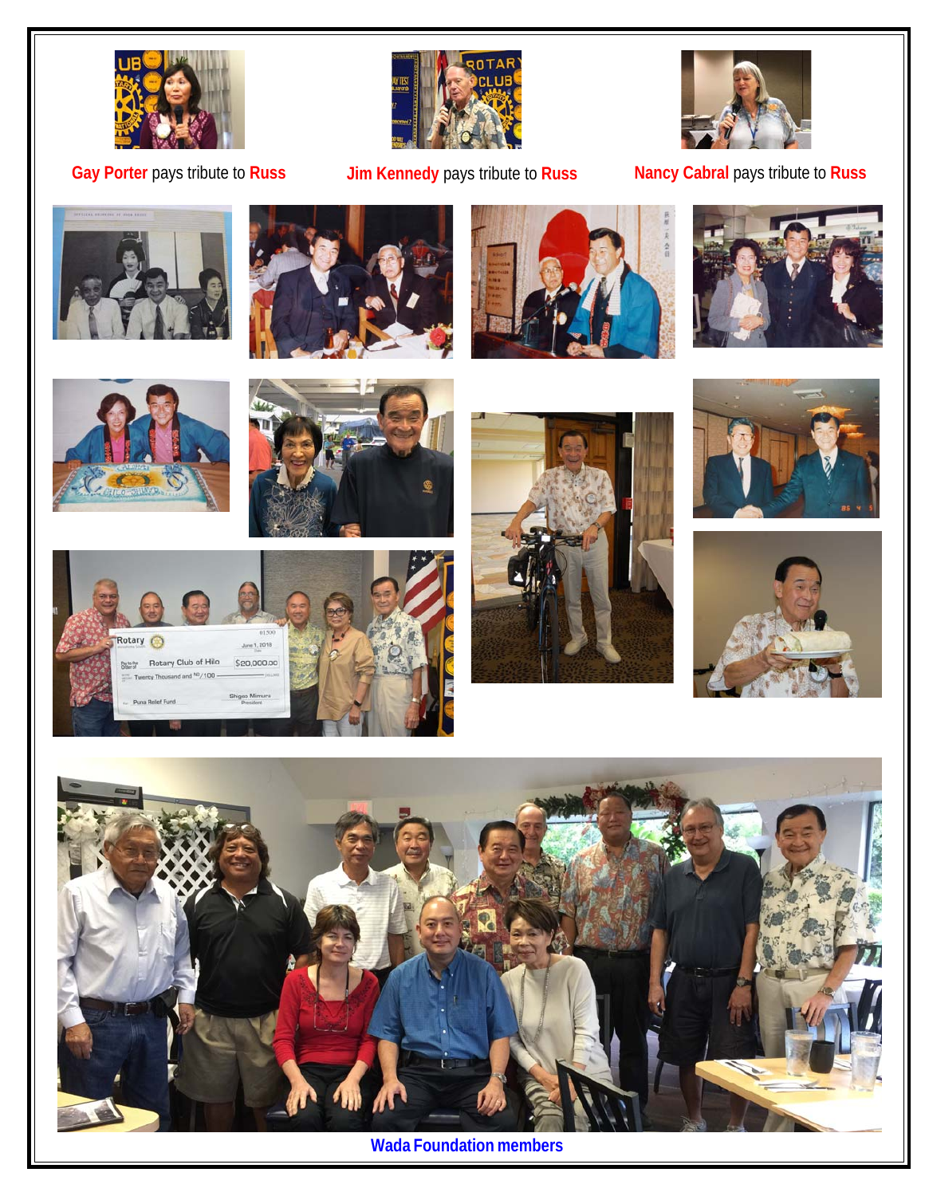**Gay Porter** pays tribute to **Russ**

**Jim Kennedy** pays tribute to **Russ**

**Nancy Cabral** pays tribute to **Russ**

**Wada Foundation members**